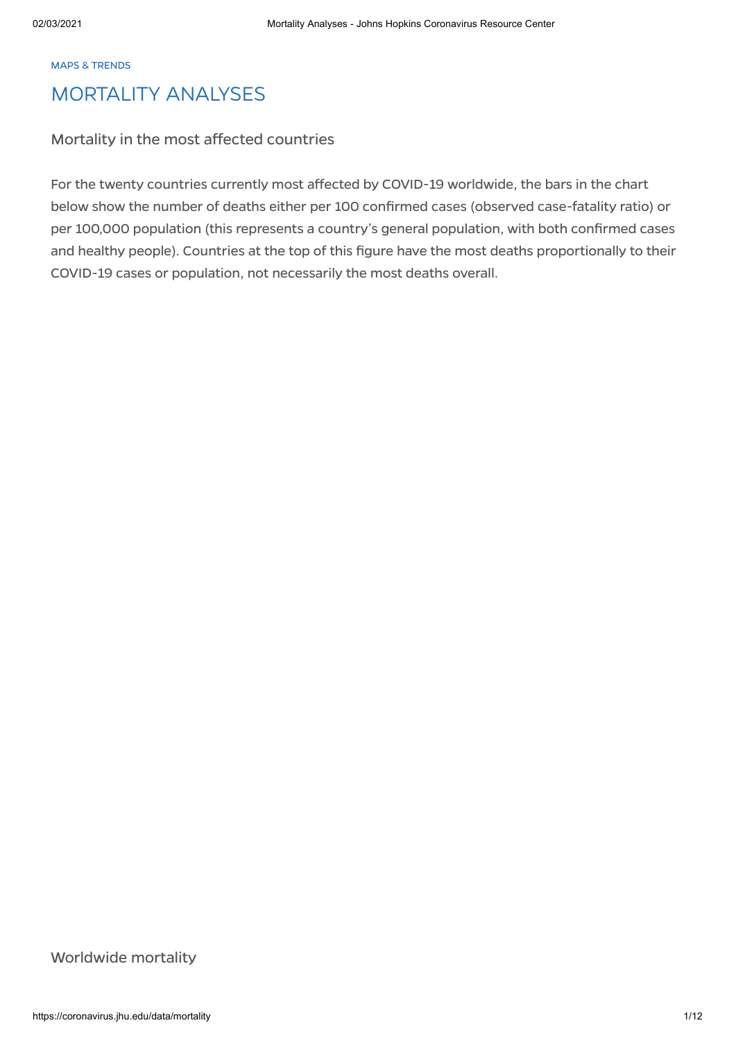MAPS & TRENDS

# MORTALITY ANALYSES

## Mortality in the most affected countries

For the twenty countries currently most affected by COVID-19 worldwide, the bars in the chart below show the number of deaths either per 100 confirmed cases (observed case-fatality ratio) or per 100,000 population (this represents a country's general population, with both confirmed cases and healthy people). Countries at the top of this figure have the most deaths proportionally to their COVID-19 cases or population, not necessarily the most deaths overall.

## Worldwide mortality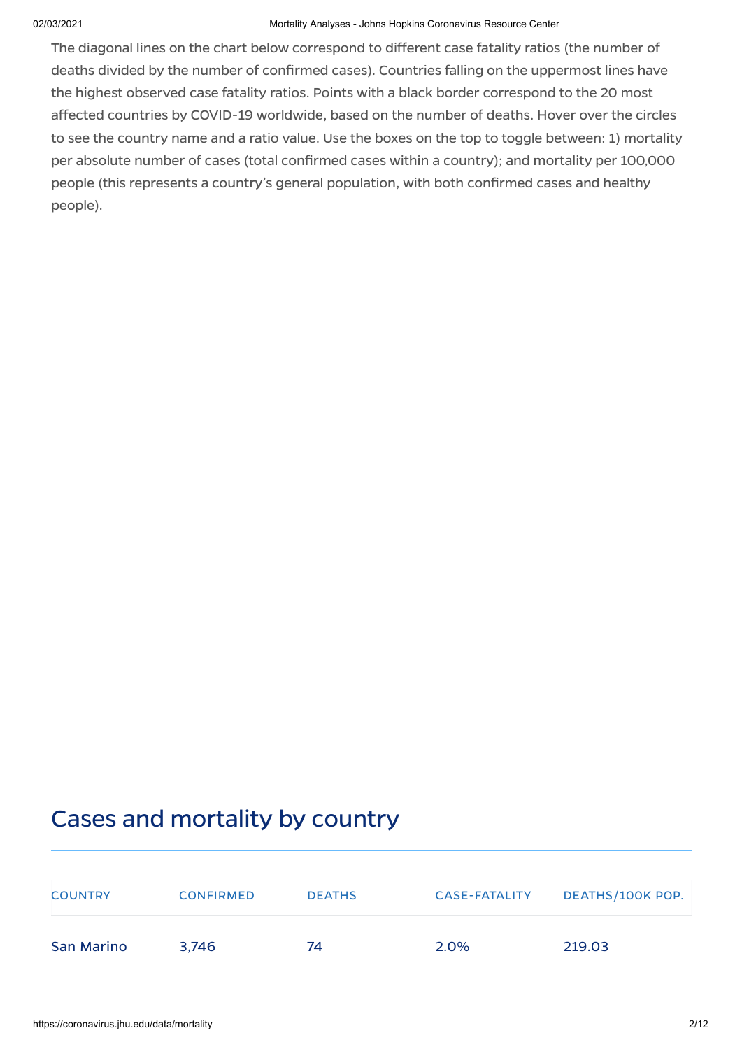The diagonal lines on the chart below correspond to different case fatality ratios (the number of deaths divided by the number of confirmed cases). Countries falling on the uppermost lines have the highest observed case fatality ratios. Points with a black border correspond to the 20 most affected countries by COVID-19 worldwide, based on the number of deaths. Hover over the circles to see the country name and a ratio value. Use the boxes on the top to toggle between: 1) mortality per absolute number of cases (total confirmed cases within a country); and mortality per 100,000 people (this represents a country's general population, with both confirmed cases and healthy people).

## Cases and mortality by country

| COUNTRY | CONFIRMED | DEATHS | CASE-FATALITY | DEATHS/100K POP. |
|---|---|---|---|---|
| San Marino | 3,746 | 74 | 2.0% | 219.03 |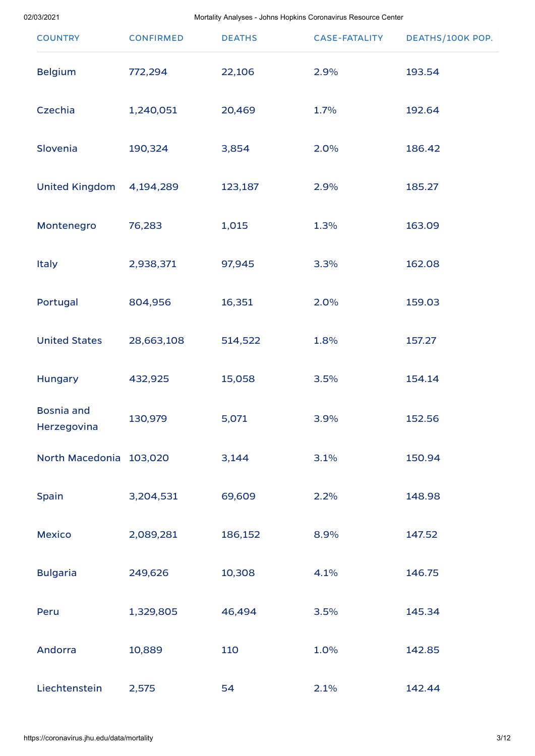| COUNTRY | CONFIRMED | DEATHS | CASE-FATALITY | DEATHS/100K POP. |
|---|---|---|---|---|
| Belgium | 772,294 | 22,106 | 2.9% | 193.54 |
| Czechia | 1,240,051 | 20,469 | 1.7% | 192.64 |
| Slovenia | 190,324 | 3,854 | 2.0% | 186.42 |
| United Kingdom | 4,194,289 | 123,187 | 2.9% | 185.27 |
| Montenegro | 76,283 | 1,015 | 1.3% | 163.09 |
| Italy | 2,938,371 | 97,945 | 3.3% | 162.08 |
| Portugal | 804,956 | 16,351 | 2.0% | 159.03 |
| United States | 28,663,108 | 514,522 | 1.8% | 157.27 |
| Hungary | 432,925 | 15,058 | 3.5% | 154.14 |
| Bosnia and Herzegovina | 130,979 | 5,071 | 3.9% | 152.56 |
| North Macedonia | 103,020 | 3,144 | 3.1% | 150.94 |
| Spain | 3,204,531 | 69,609 | 2.2% | 148.98 |
| Mexico | 2,089,281 | 186,152 | 8.9% | 147.52 |
| Bulgaria | 249,626 | 10,308 | 4.1% | 146.75 |
| Peru | 1,329,805 | 46,494 | 3.5% | 145.34 |
| Andorra | 10,889 | 110 | 1.0% | 142.85 |
| Liechtenstein | 2,575 | 54 | 2.1% | 142.44 |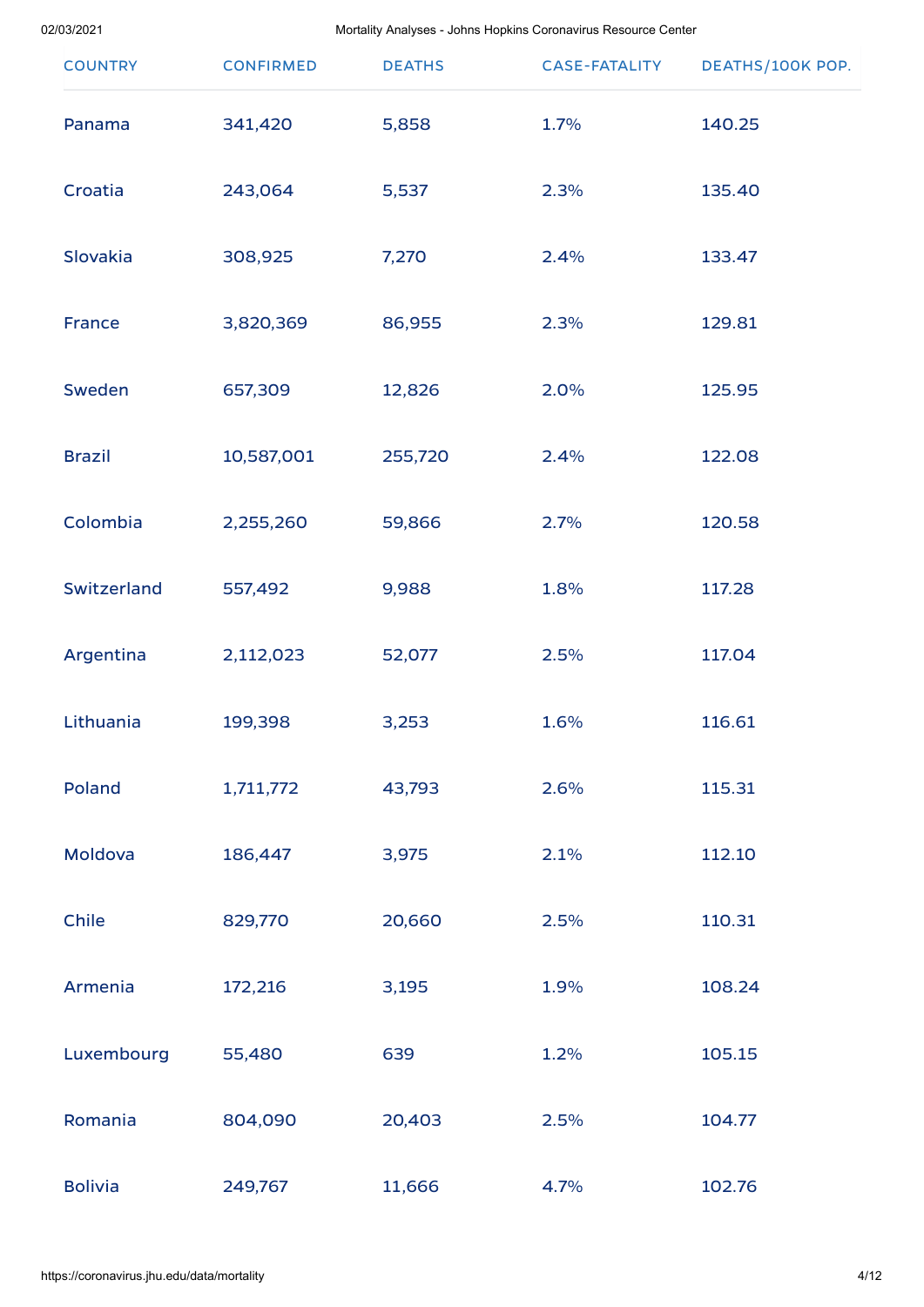| COUNTRY | CONFIRMED | DEATHS | CASE-FATALITY | DEATHS/100K POP. |
| --- | --- | --- | --- | --- |
| Panama | 341,420 | 5,858 | 1.7% | 140.25 |
| Croatia | 243,064 | 5,537 | 2.3% | 135.40 |
| Slovakia | 308,925 | 7,270 | 2.4% | 133.47 |
| France | 3,820,369 | 86,955 | 2.3% | 129.81 |
| Sweden | 657,309 | 12,826 | 2.0% | 125.95 |
| Brazil | 10,587,001 | 255,720 | 2.4% | 122.08 |
| Colombia | 2,255,260 | 59,866 | 2.7% | 120.58 |
| Switzerland | 557,492 | 9,988 | 1.8% | 117.28 |
| Argentina | 2,112,023 | 52,077 | 2.5% | 117.04 |
| Lithuania | 199,398 | 3,253 | 1.6% | 116.61 |
| Poland | 1,711,772 | 43,793 | 2.6% | 115.31 |
| Moldova | 186,447 | 3,975 | 2.1% | 112.10 |
| Chile | 829,770 | 20,660 | 2.5% | 110.31 |
| Armenia | 172,216 | 3,195 | 1.9% | 108.24 |
| Luxembourg | 55,480 | 639 | 1.2% | 105.15 |
| Romania | 804,090 | 20,403 | 2.5% | 104.77 |
| Bolivia | 249,767 | 11,666 | 4.7% | 102.76 |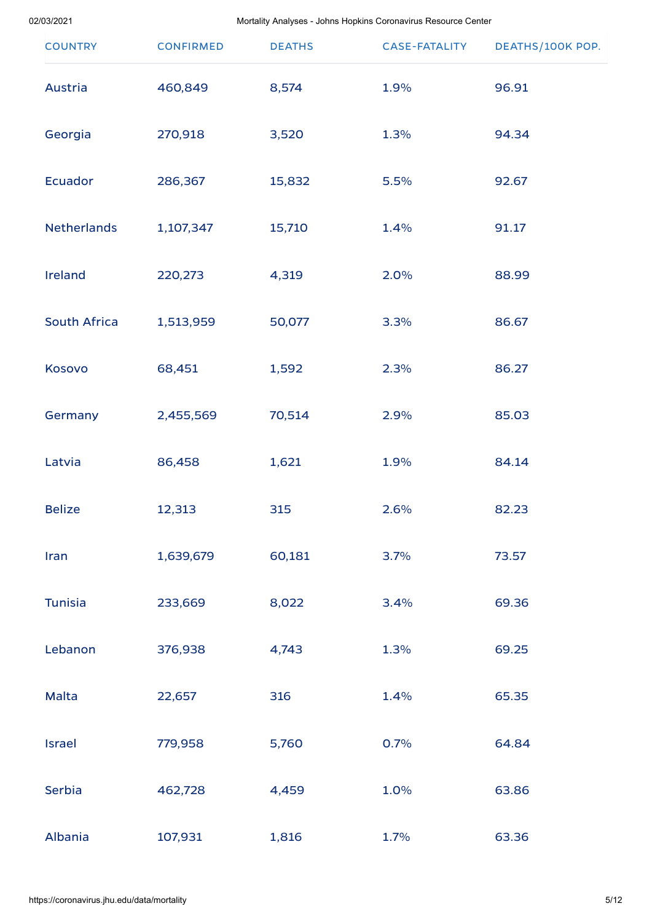| COUNTRY | CONFIRMED | DEATHS | CASE-FATALITY | DEATHS/100K POP. |
| --- | --- | --- | --- | --- |
| Austria | 460,849 | 8,574 | 1.9% | 96.91 |
| Georgia | 270,918 | 3,520 | 1.3% | 94.34 |
| Ecuador | 286,367 | 15,832 | 5.5% | 92.67 |
| Netherlands | 1,107,347 | 15,710 | 1.4% | 91.17 |
| Ireland | 220,273 | 4,319 | 2.0% | 88.99 |
| South Africa | 1,513,959 | 50,077 | 3.3% | 86.67 |
| Kosovo | 68,451 | 1,592 | 2.3% | 86.27 |
| Germany | 2,455,569 | 70,514 | 2.9% | 85.03 |
| Latvia | 86,458 | 1,621 | 1.9% | 84.14 |
| Belize | 12,313 | 315 | 2.6% | 82.23 |
| Iran | 1,639,679 | 60,181 | 3.7% | 73.57 |
| Tunisia | 233,669 | 8,022 | 3.4% | 69.36 |
| Lebanon | 376,938 | 4,743 | 1.3% | 69.25 |
| Malta | 22,657 | 316 | 1.4% | 65.35 |
| Israel | 779,958 | 5,760 | 0.7% | 64.84 |
| Serbia | 462,728 | 4,459 | 1.0% | 63.86 |
| Albania | 107,931 | 1,816 | 1.7% | 63.36 |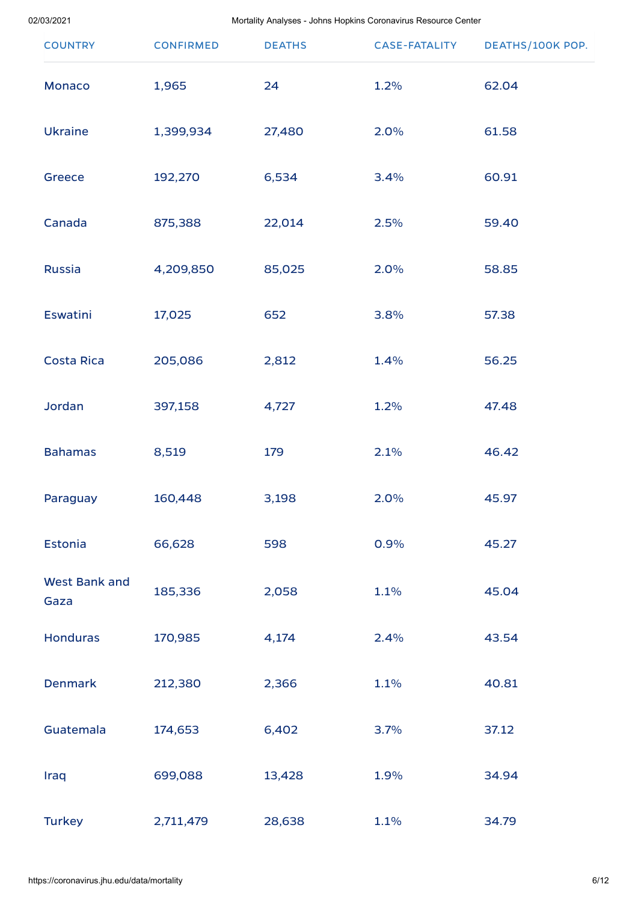| COUNTRY | CONFIRMED | DEATHS | CASE-FATALITY | DEATHS/100K POP. |
|---|---|---|---|---|
| Monaco | 1,965 | 24 | 1.2% | 62.04 |
| Ukraine | 1,399,934 | 27,480 | 2.0% | 61.58 |
| Greece | 192,270 | 6,534 | 3.4% | 60.91 |
| Canada | 875,388 | 22,014 | 2.5% | 59.40 |
| Russia | 4,209,850 | 85,025 | 2.0% | 58.85 |
| Eswatini | 17,025 | 652 | 3.8% | 57.38 |
| Costa Rica | 205,086 | 2,812 | 1.4% | 56.25 |
| Jordan | 397,158 | 4,727 | 1.2% | 47.48 |
| Bahamas | 8,519 | 179 | 2.1% | 46.42 |
| Paraguay | 160,448 | 3,198 | 2.0% | 45.97 |
| Estonia | 66,628 | 598 | 0.9% | 45.27 |
| West Bank and Gaza | 185,336 | 2,058 | 1.1% | 45.04 |
| Honduras | 170,985 | 4,174 | 2.4% | 43.54 |
| Denmark | 212,380 | 2,366 | 1.1% | 40.81 |
| Guatemala | 174,653 | 6,402 | 3.7% | 37.12 |
| Iraq | 699,088 | 13,428 | 1.9% | 34.94 |
| Turkey | 2,711,479 | 28,638 | 1.1% | 34.79 |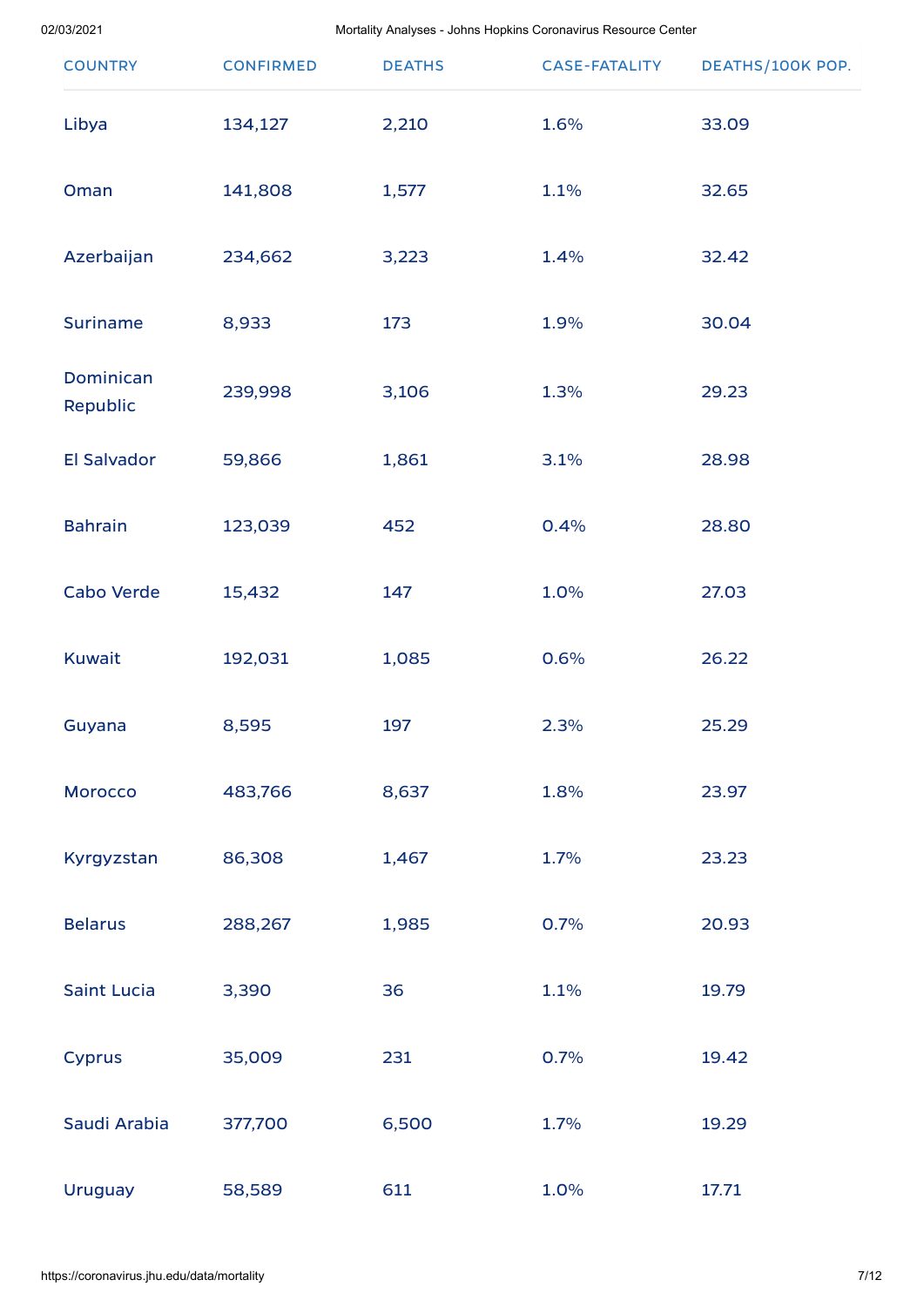| COUNTRY | CONFIRMED | DEATHS | CASE-FATALITY | DEATHS/100K POP. |
|---|---|---|---|---|
| Libya | 134,127 | 2,210 | 1.6% | 33.09 |
| Oman | 141,808 | 1,577 | 1.1% | 32.65 |
| Azerbaijan | 234,662 | 3,223 | 1.4% | 32.42 |
| Suriname | 8,933 | 173 | 1.9% | 30.04 |
| Dominican Republic | 239,998 | 3,106 | 1.3% | 29.23 |
| El Salvador | 59,866 | 1,861 | 3.1% | 28.98 |
| Bahrain | 123,039 | 452 | 0.4% | 28.80 |
| Cabo Verde | 15,432 | 147 | 1.0% | 27.03 |
| Kuwait | 192,031 | 1,085 | 0.6% | 26.22 |
| Guyana | 8,595 | 197 | 2.3% | 25.29 |
| Morocco | 483,766 | 8,637 | 1.8% | 23.97 |
| Kyrgyzstan | 86,308 | 1,467 | 1.7% | 23.23 |
| Belarus | 288,267 | 1,985 | 0.7% | 20.93 |
| Saint Lucia | 3,390 | 36 | 1.1% | 19.79 |
| Cyprus | 35,009 | 231 | 0.7% | 19.42 |
| Saudi Arabia | 377,700 | 6,500 | 1.7% | 19.29 |
| Uruguay | 58,589 | 611 | 1.0% | 17.71 |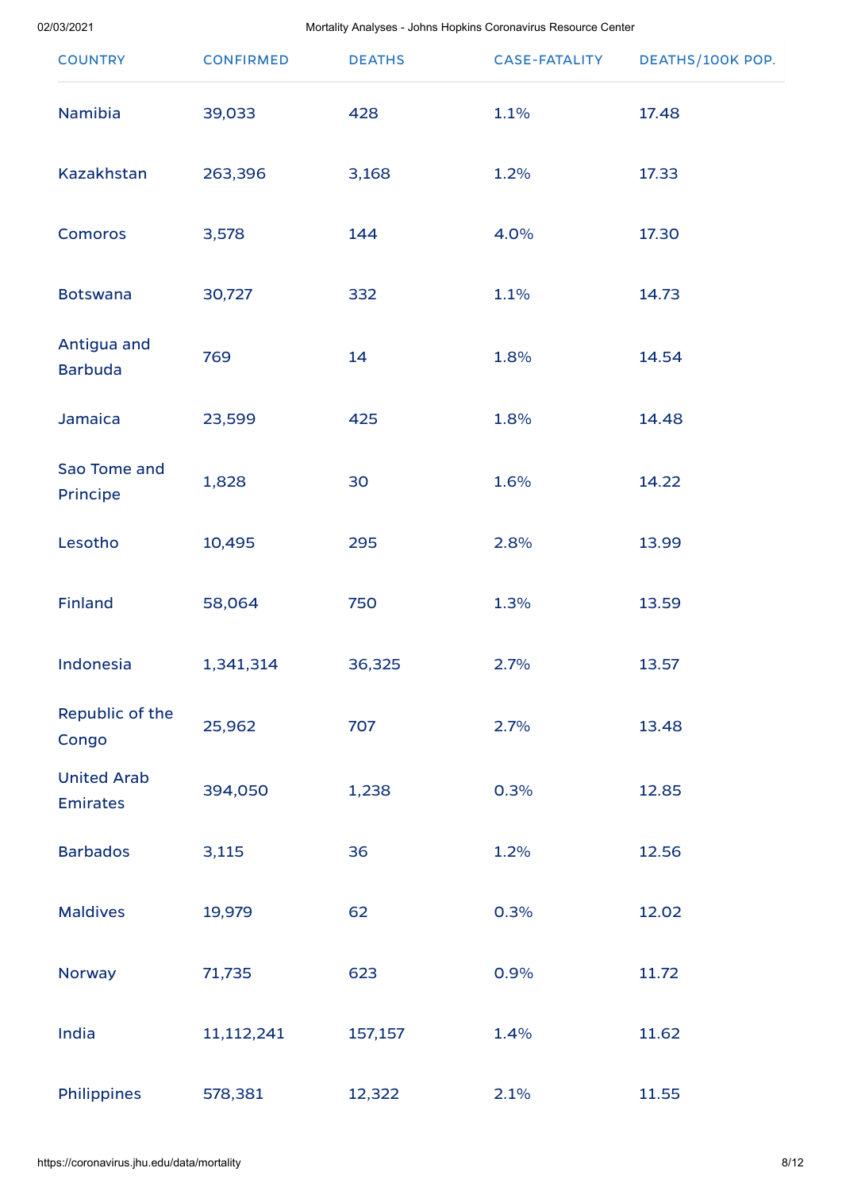| COUNTRY | CONFIRMED | DEATHS | CASE-FATALITY | DEATHS/100K POP. |
| --- | --- | --- | --- | --- |
| Namibia | 39,033 | 428 | 1.1% | 17.48 |
| Kazakhstan | 263,396 | 3,168 | 1.2% | 17.33 |
| Comoros | 3,578 | 144 | 4.0% | 17.30 |
| Botswana | 30,727 | 332 | 1.1% | 14.73 |
| Antigua and Barbuda | 769 | 14 | 1.8% | 14.54 |
| Jamaica | 23,599 | 425 | 1.8% | 14.48 |
| Sao Tome and Principe | 1,828 | 30 | 1.6% | 14.22 |
| Lesotho | 10,495 | 295 | 2.8% | 13.99 |
| Finland | 58,064 | 750 | 1.3% | 13.59 |
| Indonesia | 1,341,314 | 36,325 | 2.7% | 13.57 |
| Republic of the Congo | 25,962 | 707 | 2.7% | 13.48 |
| United Arab Emirates | 394,050 | 1,238 | 0.3% | 12.85 |
| Barbados | 3,115 | 36 | 1.2% | 12.56 |
| Maldives | 19,979 | 62 | 0.3% | 12.02 |
| Norway | 71,735 | 623 | 0.9% | 11.72 |
| India | 11,112,241 | 157,157 | 1.4% | 11.62 |
| Philippines | 578,381 | 12,322 | 2.1% | 11.55 |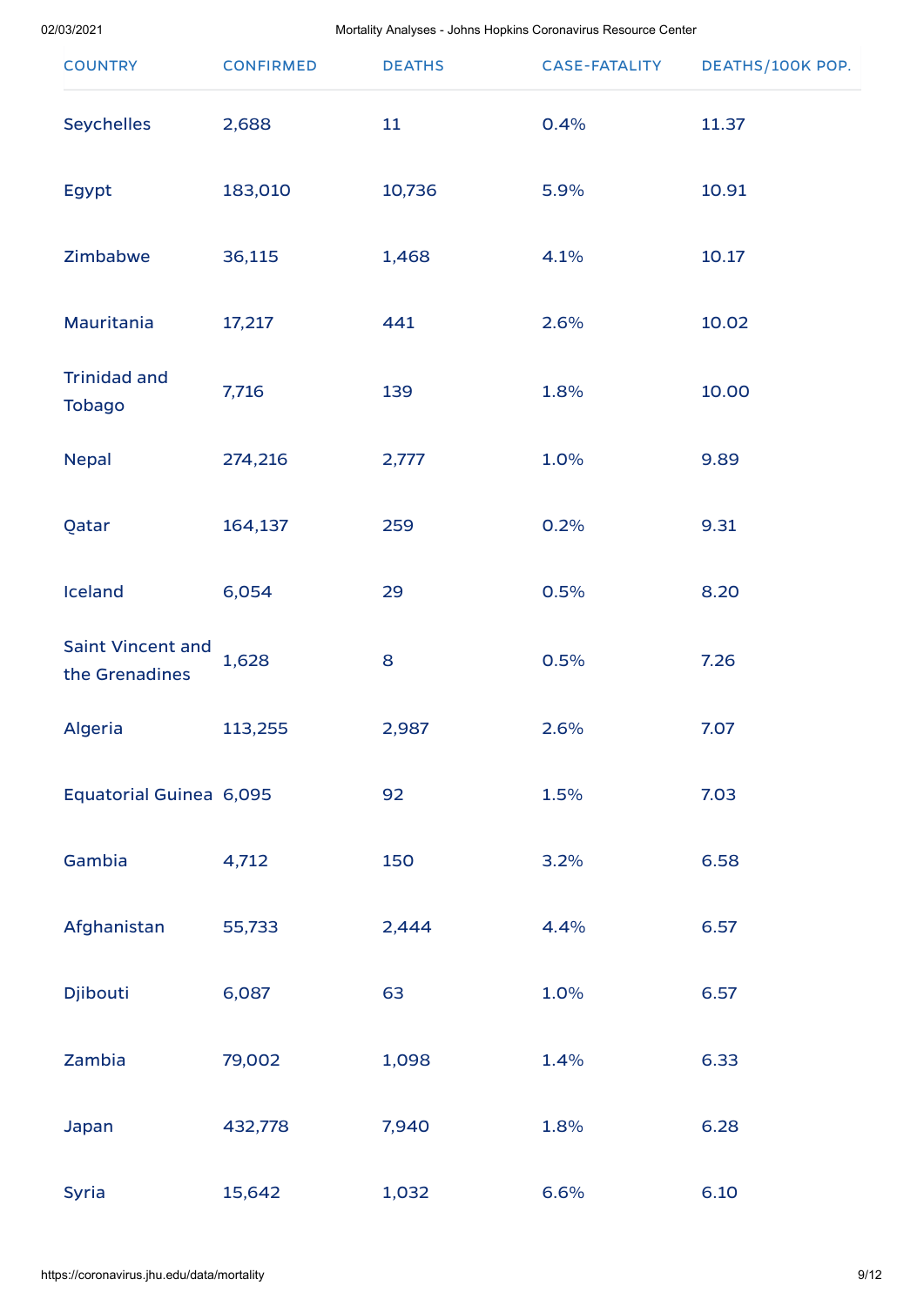| COUNTRY | CONFIRMED | DEATHS | CASE-FATALITY | DEATHS/100K POP. |
|---|---|---|---|---|
| Seychelles | 2,688 | 11 | 0.4% | 11.37 |
| Egypt | 183,010 | 10,736 | 5.9% | 10.91 |
| Zimbabwe | 36,115 | 1,468 | 4.1% | 10.17 |
| Mauritania | 17,217 | 441 | 2.6% | 10.02 |
| Trinidad and Tobago | 7,716 | 139 | 1.8% | 10.00 |
| Nepal | 274,216 | 2,777 | 1.0% | 9.89 |
| Qatar | 164,137 | 259 | 0.2% | 9.31 |
| Iceland | 6,054 | 29 | 0.5% | 8.20 |
| Saint Vincent and the Grenadines | 1,628 | 8 | 0.5% | 7.26 |
| Algeria | 113,255 | 2,987 | 2.6% | 7.07 |
| Equatorial Guinea | 6,095 | 92 | 1.5% | 7.03 |
| Gambia | 4,712 | 150 | 3.2% | 6.58 |
| Afghanistan | 55,733 | 2,444 | 4.4% | 6.57 |
| Djibouti | 6,087 | 63 | 1.0% | 6.57 |
| Zambia | 79,002 | 1,098 | 1.4% | 6.33 |
| Japan | 432,778 | 7,940 | 1.8% | 6.28 |
| Syria | 15,642 | 1,032 | 6.6% | 6.10 |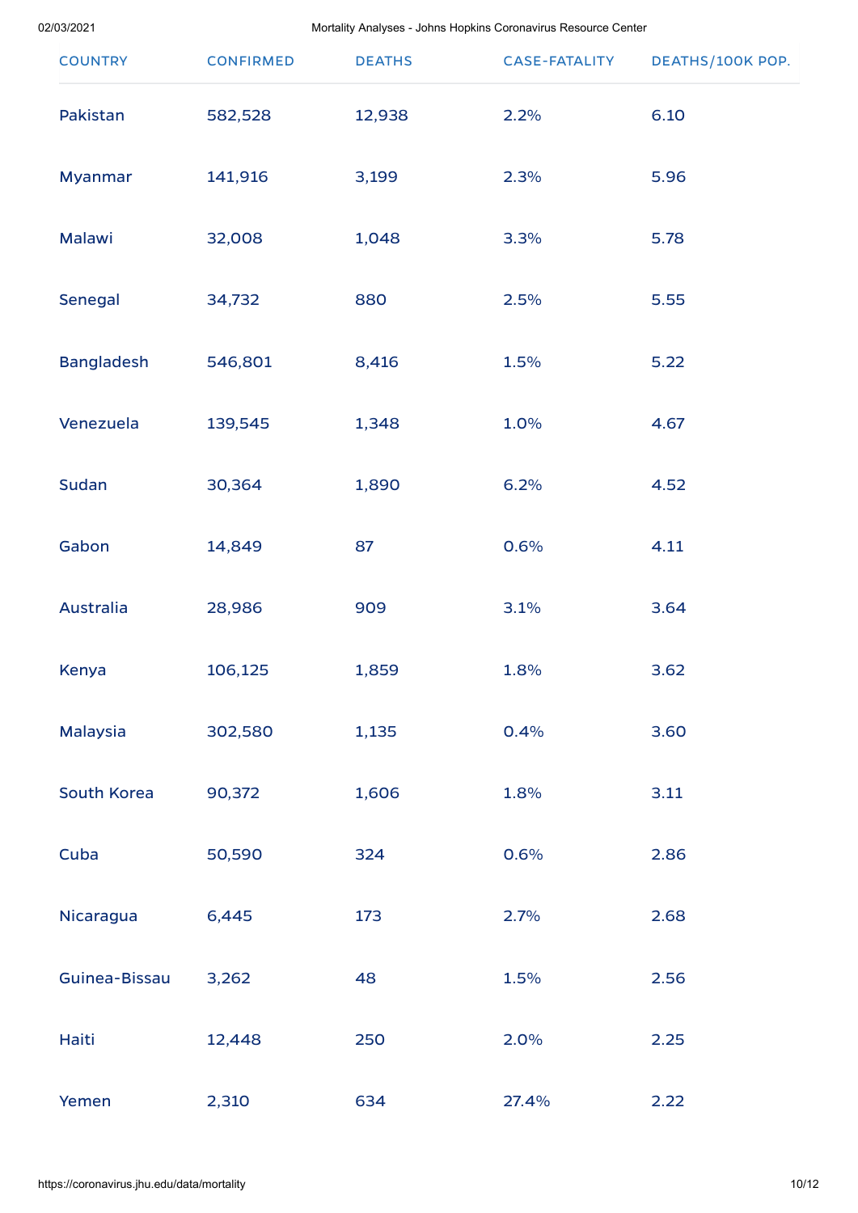| COUNTRY | CONFIRMED | DEATHS | CASE-FATALITY | DEATHS/100K POP. |
|---|---|---|---|---|
| Pakistan | 582,528 | 12,938 | 2.2% | 6.10 |
| Myanmar | 141,916 | 3,199 | 2.3% | 5.96 |
| Malawi | 32,008 | 1,048 | 3.3% | 5.78 |
| Senegal | 34,732 | 880 | 2.5% | 5.55 |
| Bangladesh | 546,801 | 8,416 | 1.5% | 5.22 |
| Venezuela | 139,545 | 1,348 | 1.0% | 4.67 |
| Sudan | 30,364 | 1,890 | 6.2% | 4.52 |
| Gabon | 14,849 | 87 | 0.6% | 4.11 |
| Australia | 28,986 | 909 | 3.1% | 3.64 |
| Kenya | 106,125 | 1,859 | 1.8% | 3.62 |
| Malaysia | 302,580 | 1,135 | 0.4% | 3.60 |
| South Korea | 90,372 | 1,606 | 1.8% | 3.11 |
| Cuba | 50,590 | 324 | 0.6% | 2.86 |
| Nicaragua | 6,445 | 173 | 2.7% | 2.68 |
| Guinea-Bissau | 3,262 | 48 | 1.5% | 2.56 |
| Haiti | 12,448 | 250 | 2.0% | 2.25 |
| Yemen | 2,310 | 634 | 27.4% | 2.22 |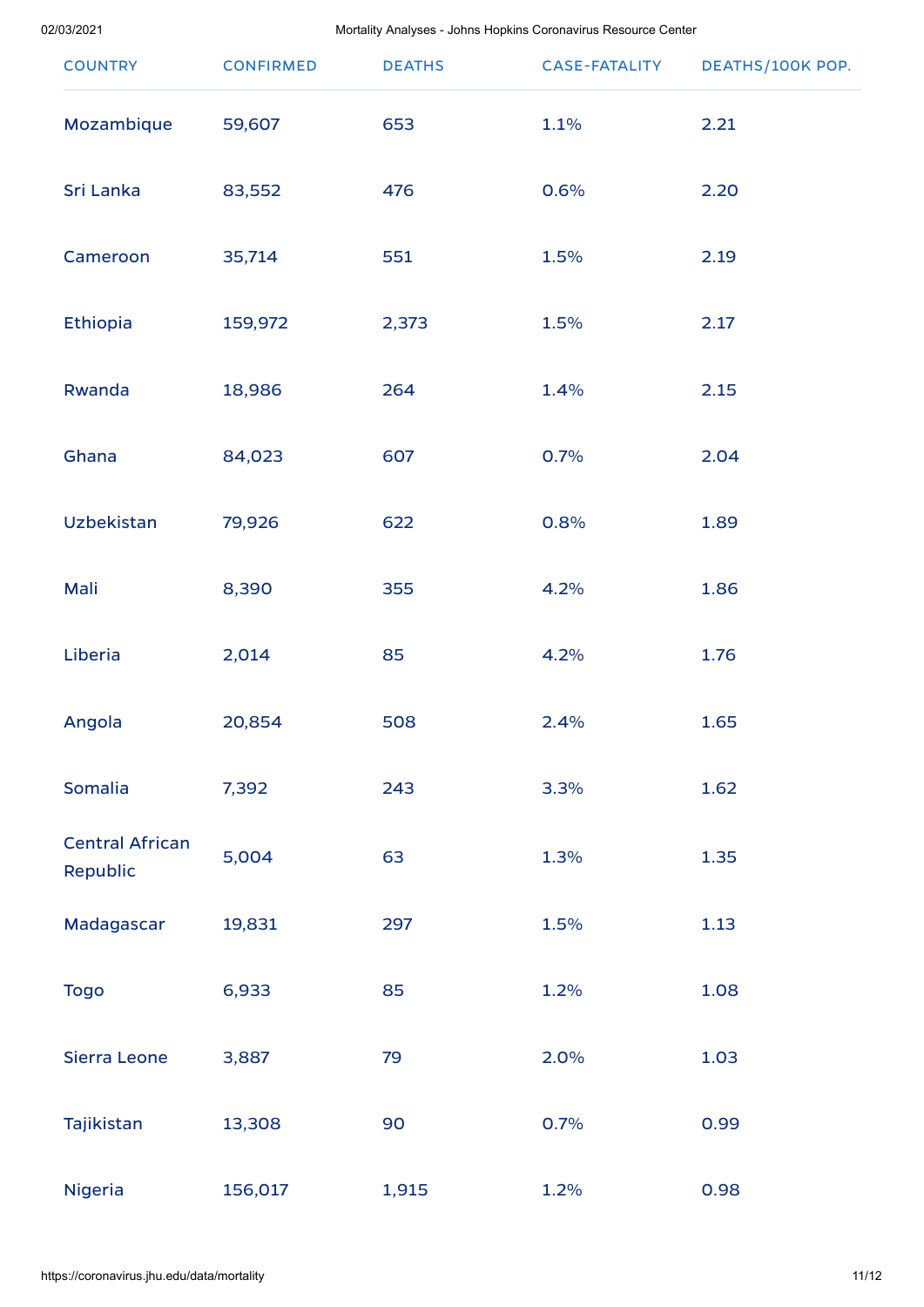| COUNTRY | CONFIRMED | DEATHS | CASE-FATALITY | DEATHS/100K POP. |
|---|---|---|---|---|
| Mozambique | 59,607 | 653 | 1.1% | 2.21 |
| Sri Lanka | 83,552 | 476 | 0.6% | 2.20 |
| Cameroon | 35,714 | 551 | 1.5% | 2.19 |
| Ethiopia | 159,972 | 2,373 | 1.5% | 2.17 |
| Rwanda | 18,986 | 264 | 1.4% | 2.15 |
| Ghana | 84,023 | 607 | 0.7% | 2.04 |
| Uzbekistan | 79,926 | 622 | 0.8% | 1.89 |
| Mali | 8,390 | 355 | 4.2% | 1.86 |
| Liberia | 2,014 | 85 | 4.2% | 1.76 |
| Angola | 20,854 | 508 | 2.4% | 1.65 |
| Somalia | 7,392 | 243 | 3.3% | 1.62 |
| Central African Republic | 5,004 | 63 | 1.3% | 1.35 |
| Madagascar | 19,831 | 297 | 1.5% | 1.13 |
| Togo | 6,933 | 85 | 1.2% | 1.08 |
| Sierra Leone | 3,887 | 79 | 2.0% | 1.03 |
| Tajikistan | 13,308 | 90 | 0.7% | 0.99 |
| Nigeria | 156,017 | 1,915 | 1.2% | 0.98 |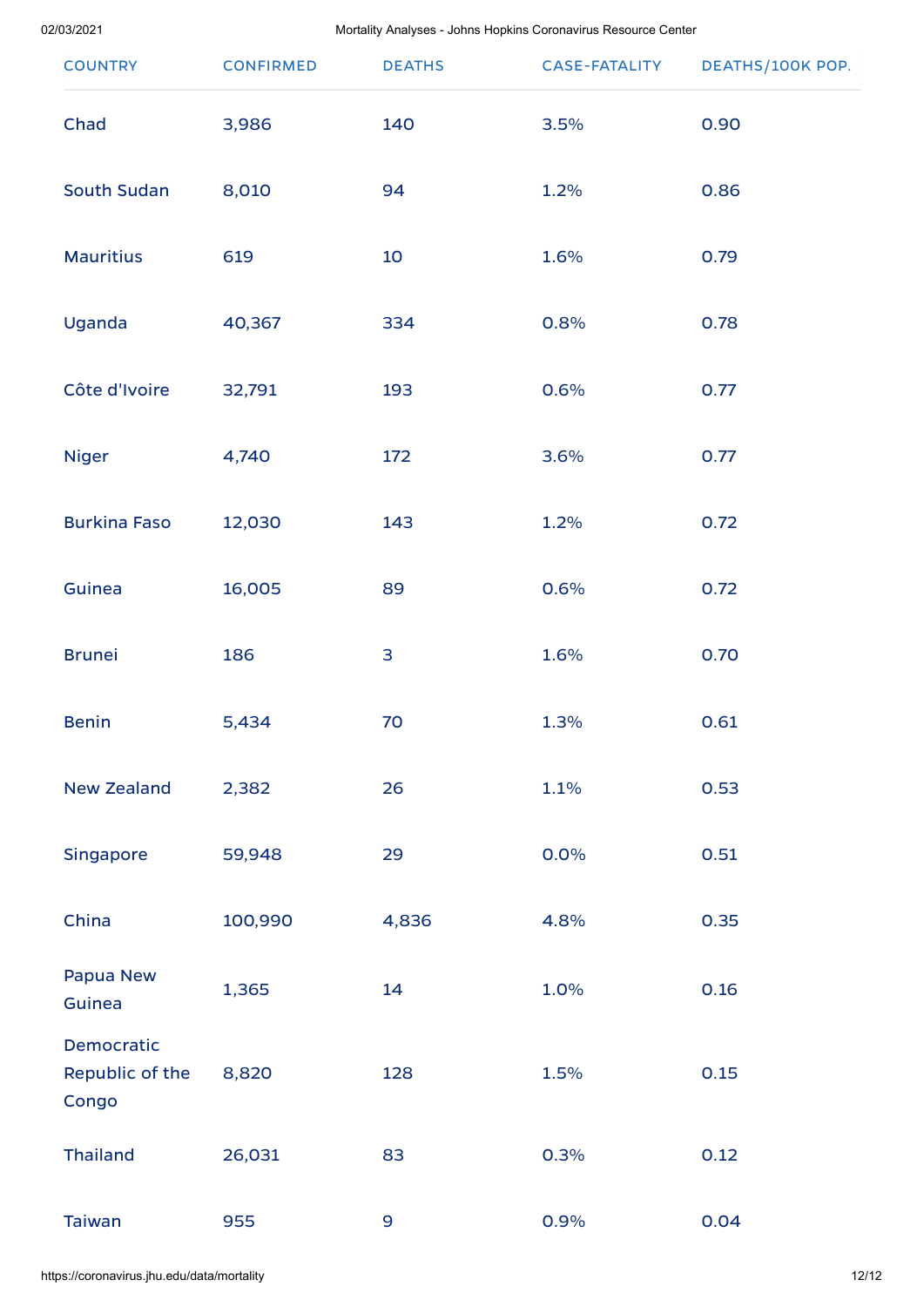| COUNTRY | CONFIRMED | DEATHS | CASE-FATALITY | DEATHS/100K POP. |
|---|---|---|---|---|
| Chad | 3,986 | 140 | 3.5% | 0.90 |
| South Sudan | 8,010 | 94 | 1.2% | 0.86 |
| Mauritius | 619 | 10 | 1.6% | 0.79 |
| Uganda | 40,367 | 334 | 0.8% | 0.78 |
| Côte d'Ivoire | 32,791 | 193 | 0.6% | 0.77 |
| Niger | 4,740 | 172 | 3.6% | 0.77 |
| Burkina Faso | 12,030 | 143 | 1.2% | 0.72 |
| Guinea | 16,005 | 89 | 0.6% | 0.72 |
| Brunei | 186 | 3 | 1.6% | 0.70 |
| Benin | 5,434 | 70 | 1.3% | 0.61 |
| New Zealand | 2,382 | 26 | 1.1% | 0.53 |
| Singapore | 59,948 | 29 | 0.0% | 0.51 |
| China | 100,990 | 4,836 | 4.8% | 0.35 |
| Papua New Guinea | 1,365 | 14 | 1.0% | 0.16 |
| Democratic Republic of the Congo | 8,820 | 128 | 1.5% | 0.15 |
| Thailand | 26,031 | 83 | 0.3% | 0.12 |
| Taiwan | 955 | 9 | 0.9% | 0.04 |